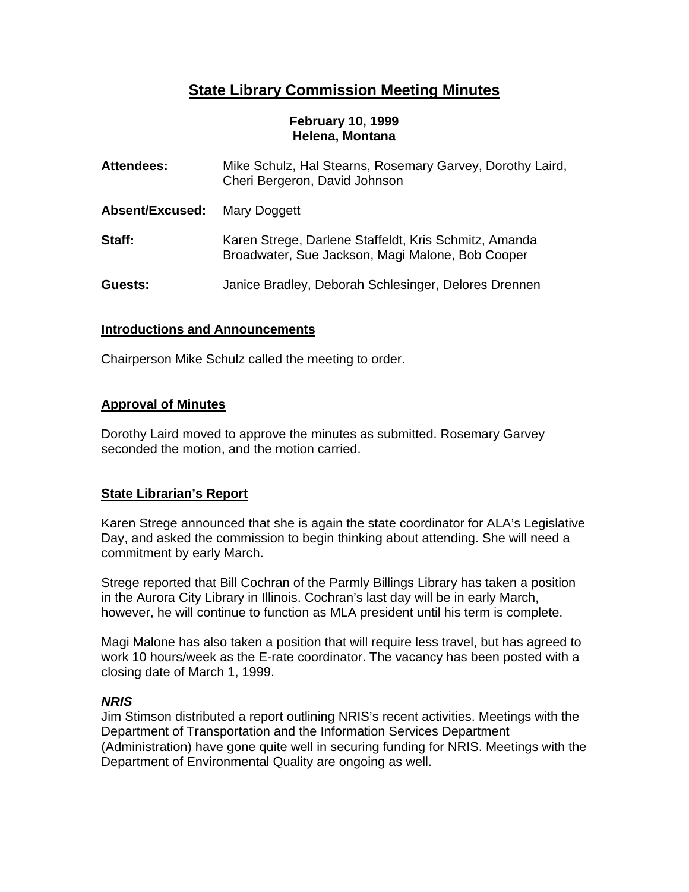# State Library Commission Meeting Minutes

**February 10, 1999**
**Helena, Montana**

| | |
|---|---|
| **Attendees:** | Mike Schulz, Hal Stearns, Rosemary Garvey, Dorothy Laird, Cheri Bergeron, David Johnson |
| **Absent/Excused:** | Mary Doggett |
| **Staff:** | Karen Strege, Darlene Staffeldt, Kris Schmitz, Amanda Broadwater, Sue Jackson, Magi Malone, Bob Cooper |
| **Guests:** | Janice Bradley, Deborah Schlesinger, Delores Drennen |

## Introductions and Announcements

Chairperson Mike Schulz called the meeting to order.

## Approval of Minutes

Dorothy Laird moved to approve the minutes as submitted. Rosemary Garvey seconded the motion, and the motion carried.

## State Librarian's Report

Karen Strege announced that she is again the state coordinator for ALA's Legislative Day, and asked the commission to begin thinking about attending. She will need a commitment by early March.

Strege reported that Bill Cochran of the Parmly Billings Library has taken a position in the Aurora City Library in Illinois. Cochran's last day will be in early March, however, he will continue to function as MLA president until his term is complete.

Magi Malone has also taken a position that will require less travel, but has agreed to work 10 hours/week as the E-rate coordinator. The vacancy has been posted with a closing date of March 1, 1999.

### *NRIS*

Jim Stimson distributed a report outlining NRIS's recent activities. Meetings with the Department of Transportation and the Information Services Department (Administration) have gone quite well in securing funding for NRIS. Meetings with the Department of Environmental Quality are ongoing as well.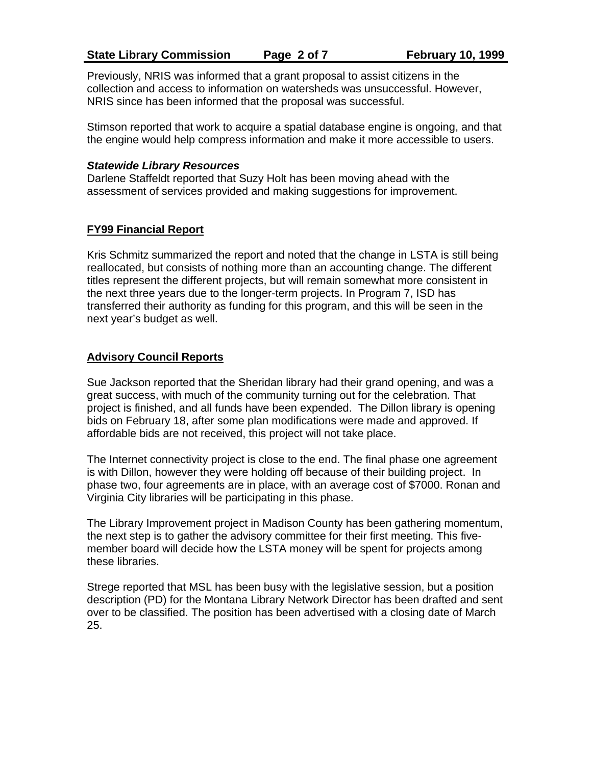Previously, NRIS was informed that a grant proposal to assist citizens in the collection and access to information on watersheds was unsuccessful. However, NRIS since has been informed that the proposal was successful.

Stimson reported that work to acquire a spatial database engine is ongoing, and that the engine would help compress information and make it more accessible to users.

***Statewide Library Resources***

Darlene Staffeldt reported that Suzy Holt has been moving ahead with the assessment of services provided and making suggestions for improvement.

## FY99 Financial Report

Kris Schmitz summarized the report and noted that the change in LSTA is still being reallocated, but consists of nothing more than an accounting change. The different titles represent the different projects, but will remain somewhat more consistent in the next three years due to the longer-term projects. In Program 7, ISD has transferred their authority as funding for this program, and this will be seen in the next year's budget as well.

## Advisory Council Reports

Sue Jackson reported that the Sheridan library had their grand opening, and was a great success, with much of the community turning out for the celebration. That project is finished, and all funds have been expended. The Dillon library is opening bids on February 18, after some plan modifications were made and approved. If affordable bids are not received, this project will not take place.

The Internet connectivity project is close to the end. The final phase one agreement is with Dillon, however they were holding off because of their building project. In phase two, four agreements are in place, with an average cost of $7000. Ronan and Virginia City libraries will be participating in this phase.

The Library Improvement project in Madison County has been gathering momentum, the next step is to gather the advisory committee for their first meeting. This five-member board will decide how the LSTA money will be spent for projects among these libraries.

Strege reported that MSL has been busy with the legislative session, but a position description (PD) for the Montana Library Network Director has been drafted and sent over to be classified. The position has been advertised with a closing date of March 25.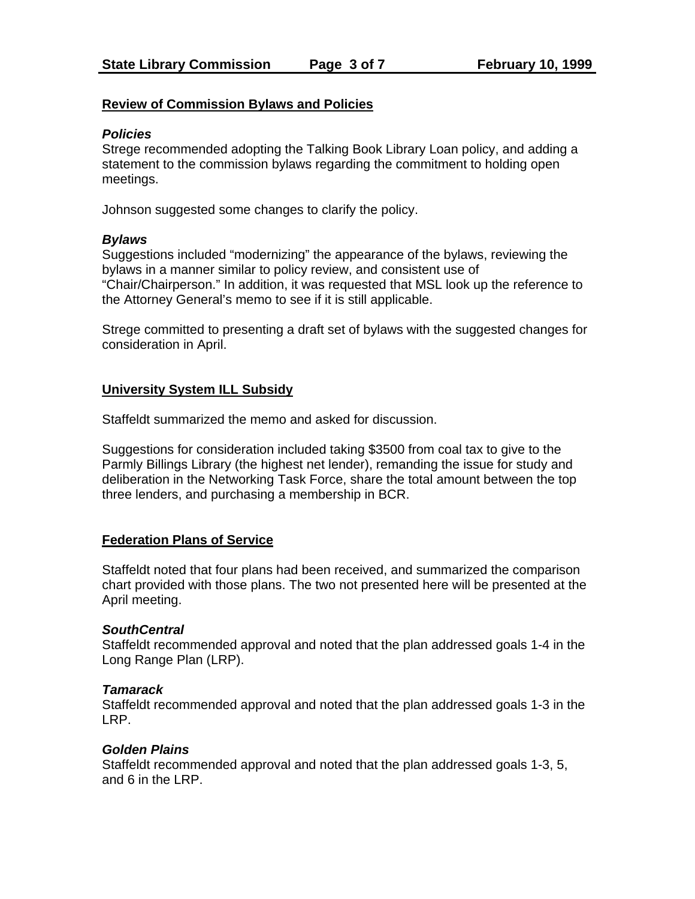## Review of Commission Bylaws and Policies

### *Policies*

Strege recommended adopting the Talking Book Library Loan policy, and adding a statement to the commission bylaws regarding the commitment to holding open meetings.

Johnson suggested some changes to clarify the policy.

### *Bylaws*

Suggestions included "modernizing" the appearance of the bylaws, reviewing the bylaws in a manner similar to policy review, and consistent use of "Chair/Chairperson." In addition, it was requested that MSL look up the reference to the Attorney General's memo to see if it is still applicable.

Strege committed to presenting a draft set of bylaws with the suggested changes for consideration in April.

## University System ILL Subsidy

Staffeldt summarized the memo and asked for discussion.

Suggestions for consideration included taking $3500 from coal tax to give to the Parmly Billings Library (the highest net lender), remanding the issue for study and deliberation in the Networking Task Force, share the total amount between the top three lenders, and purchasing a membership in BCR.

## Federation Plans of Service

Staffeldt noted that four plans had been received, and summarized the comparison chart provided with those plans. The two not presented here will be presented at the April meeting.

### *SouthCentral*

Staffeldt recommended approval and noted that the plan addressed goals 1-4 in the Long Range Plan (LRP).

### *Tamarack*

Staffeldt recommended approval and noted that the plan addressed goals 1-3 in the LRP.

### *Golden Plains*

Staffeldt recommended approval and noted that the plan addressed goals 1-3, 5, and 6 in the LRP.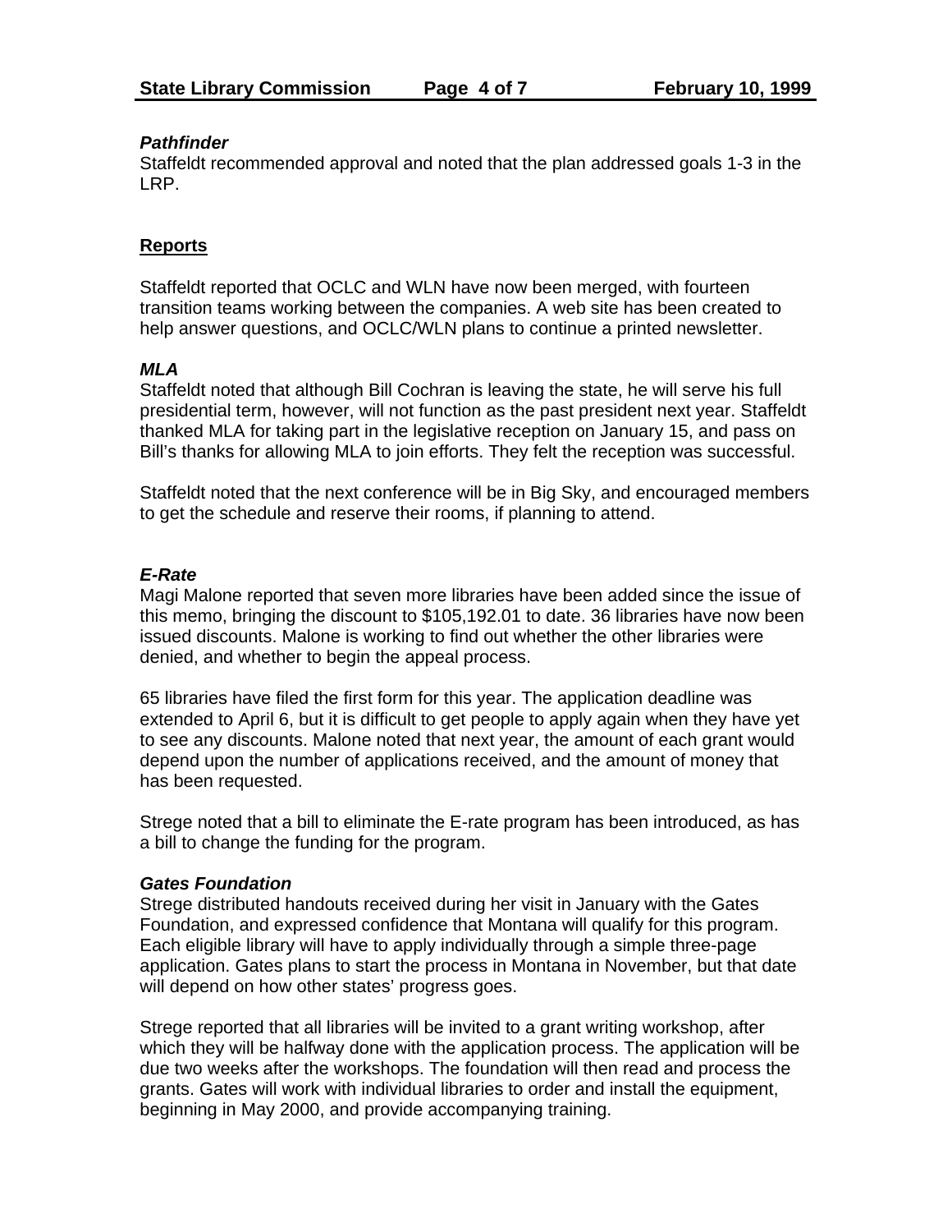***Pathfinder***

Staffeldt recommended approval and noted that the plan addressed goals 1-3 in the LRP.

## Reports

Staffeldt reported that OCLC and WLN have now been merged, with fourteen transition teams working between the companies. A web site has been created to help answer questions, and OCLC/WLN plans to continue a printed newsletter.

***MLA***

Staffeldt noted that although Bill Cochran is leaving the state, he will serve his full presidential term, however, will not function as the past president next year. Staffeldt thanked MLA for taking part in the legislative reception on January 15, and pass on Bill's thanks for allowing MLA to join efforts. They felt the reception was successful.

Staffeldt noted that the next conference will be in Big Sky, and encouraged members to get the schedule and reserve their rooms, if planning to attend.

***E-Rate***

Magi Malone reported that seven more libraries have been added since the issue of this memo, bringing the discount to $105,192.01 to date. 36 libraries have now been issued discounts. Malone is working to find out whether the other libraries were denied, and whether to begin the appeal process.

65 libraries have filed the first form for this year. The application deadline was extended to April 6, but it is difficult to get people to apply again when they have yet to see any discounts. Malone noted that next year, the amount of each grant would depend upon the number of applications received, and the amount of money that has been requested.

Strege noted that a bill to eliminate the E-rate program has been introduced, as has a bill to change the funding for the program.

***Gates Foundation***

Strege distributed handouts received during her visit in January with the Gates Foundation, and expressed confidence that Montana will qualify for this program. Each eligible library will have to apply individually through a simple three-page application. Gates plans to start the process in Montana in November, but that date will depend on how other states' progress goes.

Strege reported that all libraries will be invited to a grant writing workshop, after which they will be halfway done with the application process. The application will be due two weeks after the workshops. The foundation will then read and process the grants. Gates will work with individual libraries to order and install the equipment, beginning in May 2000, and provide accompanying training.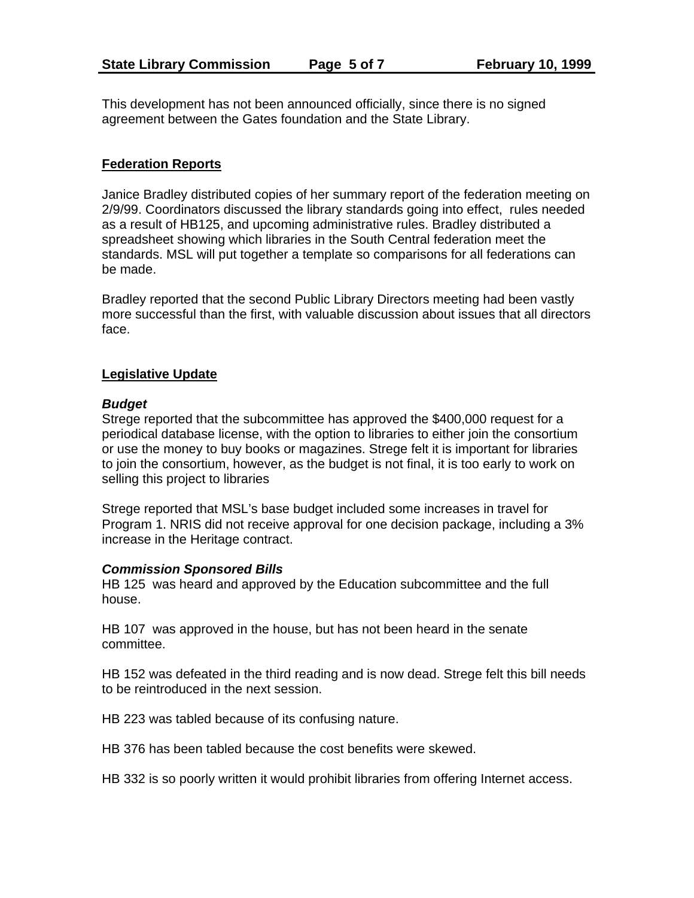This development has not been announced officially, since there is no signed agreement between the Gates foundation and the State Library.

## Federation Reports

Janice Bradley distributed copies of her summary report of the federation meeting on 2/9/99. Coordinators discussed the library standards going into effect, rules needed as a result of HB125, and upcoming administrative rules. Bradley distributed a spreadsheet showing which libraries in the South Central federation meet the standards. MSL will put together a template so comparisons for all federations can be made.

Bradley reported that the second Public Library Directors meeting had been vastly more successful than the first, with valuable discussion about issues that all directors face.

## Legislative Update

### *Budget*

Strege reported that the subcommittee has approved the $400,000 request for a periodical database license, with the option to libraries to either join the consortium or use the money to buy books or magazines. Strege felt it is important for libraries to join the consortium, however, as the budget is not final, it is too early to work on selling this project to libraries

Strege reported that MSL's base budget included some increases in travel for Program 1. NRIS did not receive approval for one decision package, including a 3% increase in the Heritage contract.

### *Commission Sponsored Bills*

HB 125 was heard and approved by the Education subcommittee and the full house.

HB 107 was approved in the house, but has not been heard in the senate committee.

HB 152 was defeated in the third reading and is now dead. Strege felt this bill needs to be reintroduced in the next session.

HB 223 was tabled because of its confusing nature.

HB 376 has been tabled because the cost benefits were skewed.

HB 332 is so poorly written it would prohibit libraries from offering Internet access.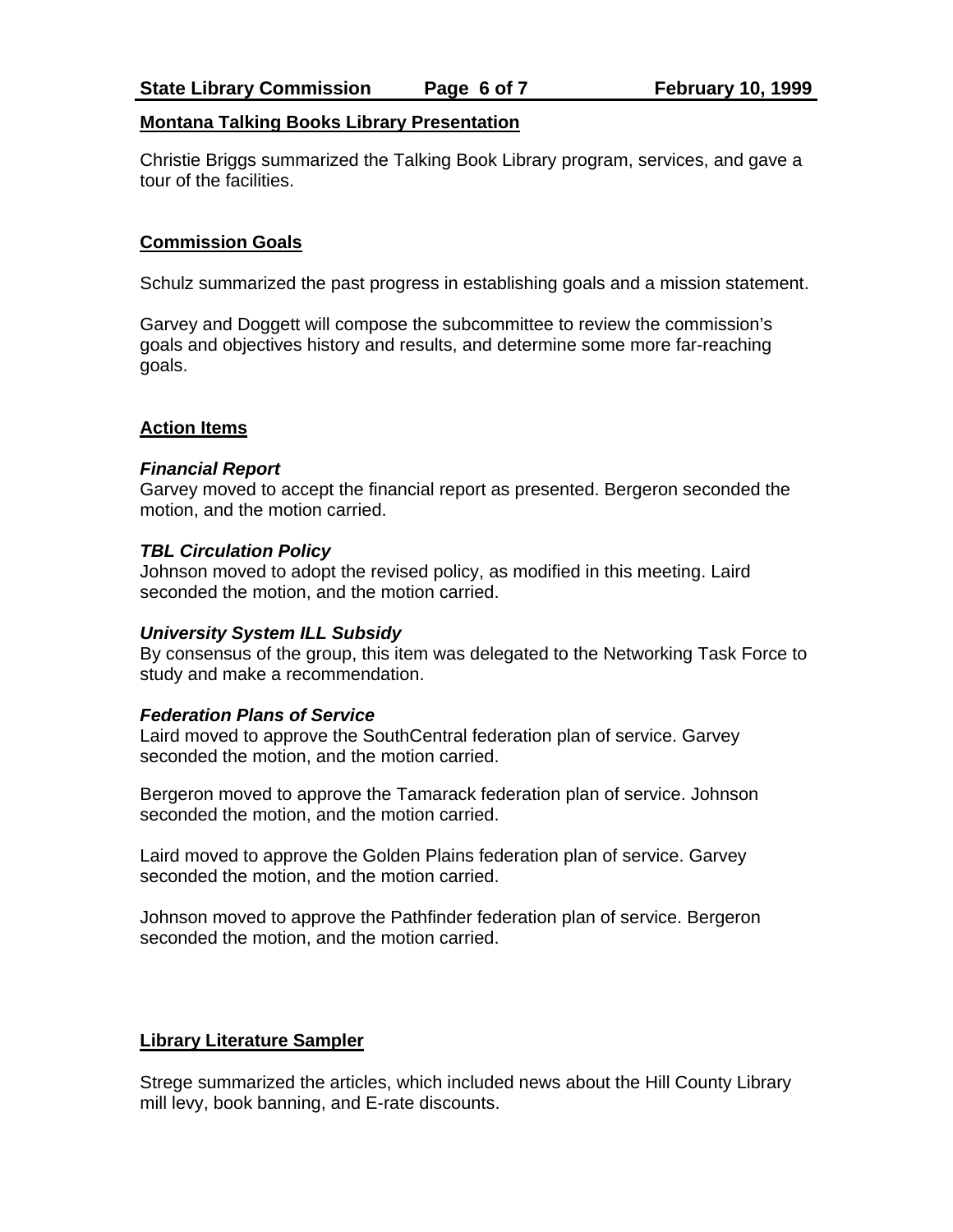## Montana Talking Books Library Presentation

Christie Briggs summarized the Talking Book Library program, services, and gave a tour of the facilities.

## Commission Goals

Schulz summarized the past progress in establishing goals and a mission statement.

Garvey and Doggett will compose the subcommittee to review the commission's goals and objectives history and results, and determine some more far-reaching goals.

## Action Items

### *Financial Report*

Garvey moved to accept the financial report as presented. Bergeron seconded the motion, and the motion carried.

### *TBL Circulation Policy*

Johnson moved to adopt the revised policy, as modified in this meeting. Laird seconded the motion, and the motion carried.

### *University System ILL Subsidy*

By consensus of the group, this item was delegated to the Networking Task Force to study and make a recommendation.

### *Federation Plans of Service*

Laird moved to approve the SouthCentral federation plan of service. Garvey seconded the motion, and the motion carried.

Bergeron moved to approve the Tamarack federation plan of service. Johnson seconded the motion, and the motion carried.

Laird moved to approve the Golden Plains federation plan of service. Garvey seconded the motion, and the motion carried.

Johnson moved to approve the Pathfinder federation plan of service. Bergeron seconded the motion, and the motion carried.

## Library Literature Sampler

Strege summarized the articles, which included news about the Hill County Library mill levy, book banning, and E-rate discounts.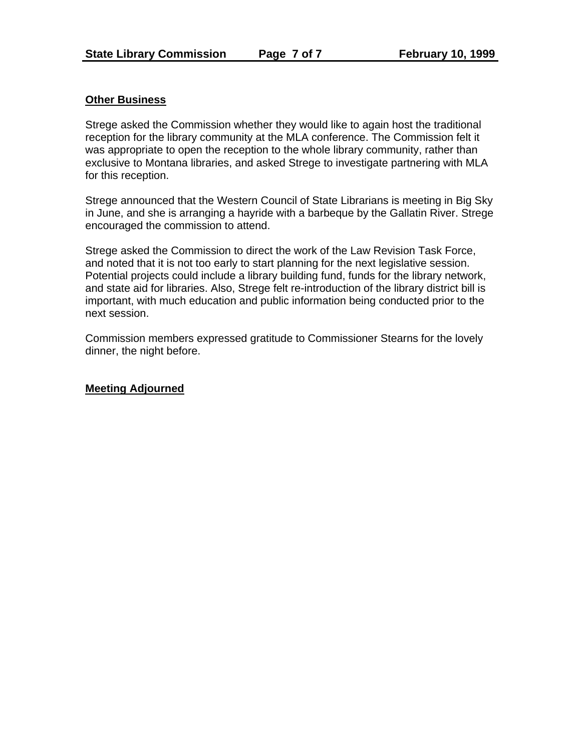## Other Business

Strege asked the Commission whether they would like to again host the traditional reception for the library community at the MLA conference. The Commission felt it was appropriate to open the reception to the whole library community, rather than exclusive to Montana libraries, and asked Strege to investigate partnering with MLA for this reception.

Strege announced that the Western Council of State Librarians is meeting in Big Sky in June, and she is arranging a hayride with a barbeque by the Gallatin River. Strege encouraged the commission to attend.

Strege asked the Commission to direct the work of the Law Revision Task Force, and noted that it is not too early to start planning for the next legislative session. Potential projects could include a library building fund, funds for the library network, and state aid for libraries. Also, Strege felt re-introduction of the library district bill is important, with much education and public information being conducted prior to the next session.

Commission members expressed gratitude to Commissioner Stearns for the lovely dinner, the night before.

## Meeting Adjourned